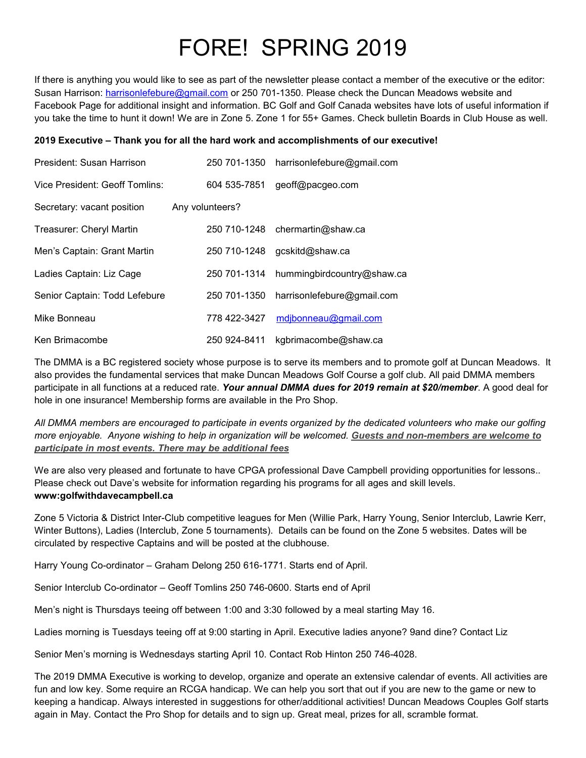# FORE! SPRING 2019

If there is anything you would like to see as part of the newsletter please contact a member of the executive or the editor: Susan Harrison: harrisonlefebure@gmail.com or 250 701-1350. Please check the Duncan Meadows website and Facebook Page for additional insight and information. BC Golf and Golf Canada websites have lots of useful information if you take the time to hunt it down! We are in Zone 5. Zone 1 for 55+ Games. Check bulletin Boards in Club House as well.

**2019 Executive – Thank you for all the hard work and accomplishments of our executive!**

| | | |
|---|---|---|
| President: Susan Harrison | 250 701-1350 | harrisonlefebure@gmail.com |
| Vice President: Geoff Tomlins: | 604 535-7851 | geoff@pacgeo.com |
| Secretary: vacant position | Any volunteers? | |
| Treasurer: Cheryl Martin | 250 710-1248 | chermartin@shaw.ca |
| Men's Captain: Grant Martin | 250 710-1248 | gcskitd@shaw.ca |
| Ladies Captain: Liz Cage | 250 701-1314 | hummingbirdcountry@shaw.ca |
| Senior Captain: Todd Lefebure | 250 701-1350 | harrisonlefebure@gmail.com |
| Mike Bonneau | 778 422-3427 | mdjbonneau@gmail.com |
| Ken Brimacombe | 250 924-8411 | kgbrimacombe@shaw.ca |

The DMMA is a BC registered society whose purpose is to serve its members and to promote golf at Duncan Meadows. It also provides the fundamental services that make Duncan Meadows Golf Course a golf club. All paid DMMA members participate in all functions at a reduced rate. ***Your annual DMMA dues for 2019 remain at $20/member***. A good deal for hole in one insurance! Membership forms are available in the Pro Shop.

*All DMMA members are encouraged to participate in events organized by the dedicated volunteers who make our golfing more enjoyable. Anyone wishing to help in organization will be welcomed.* ***Guests and non-members are welcome to participate in most events. There may be additional fees***

We are also very pleased and fortunate to have CPGA professional Dave Campbell providing opportunities for lessons.. Please check out Dave's website for information regarding his programs for all ages and skill levels.
**www:golfwithdavecampbell.ca**

Zone 5 Victoria & District Inter-Club competitive leagues for Men (Willie Park, Harry Young, Senior Interclub, Lawrie Kerr, Winter Buttons), Ladies (Interclub, Zone 5 tournaments). Details can be found on the Zone 5 websites. Dates will be circulated by respective Captains and will be posted at the clubhouse.

Harry Young Co-ordinator – Graham Delong 250 616-1771. Starts end of April.

Senior Interclub Co-ordinator – Geoff Tomlins 250 746-0600. Starts end of April

Men's night is Thursdays teeing off between 1:00 and 3:30 followed by a meal starting May 16.

Ladies morning is Tuesdays teeing off at 9:00 starting in April. Executive ladies anyone? 9and dine? Contact Liz

Senior Men's morning is Wednesdays starting April 10. Contact Rob Hinton 250 746-4028.

The 2019 DMMA Executive is working to develop, organize and operate an extensive calendar of events. All activities are fun and low key. Some require an RCGA handicap. We can help you sort that out if you are new to the game or new to keeping a handicap. Always interested in suggestions for other/additional activities! Duncan Meadows Couples Golf starts again in May. Contact the Pro Shop for details and to sign up. Great meal, prizes for all, scramble format.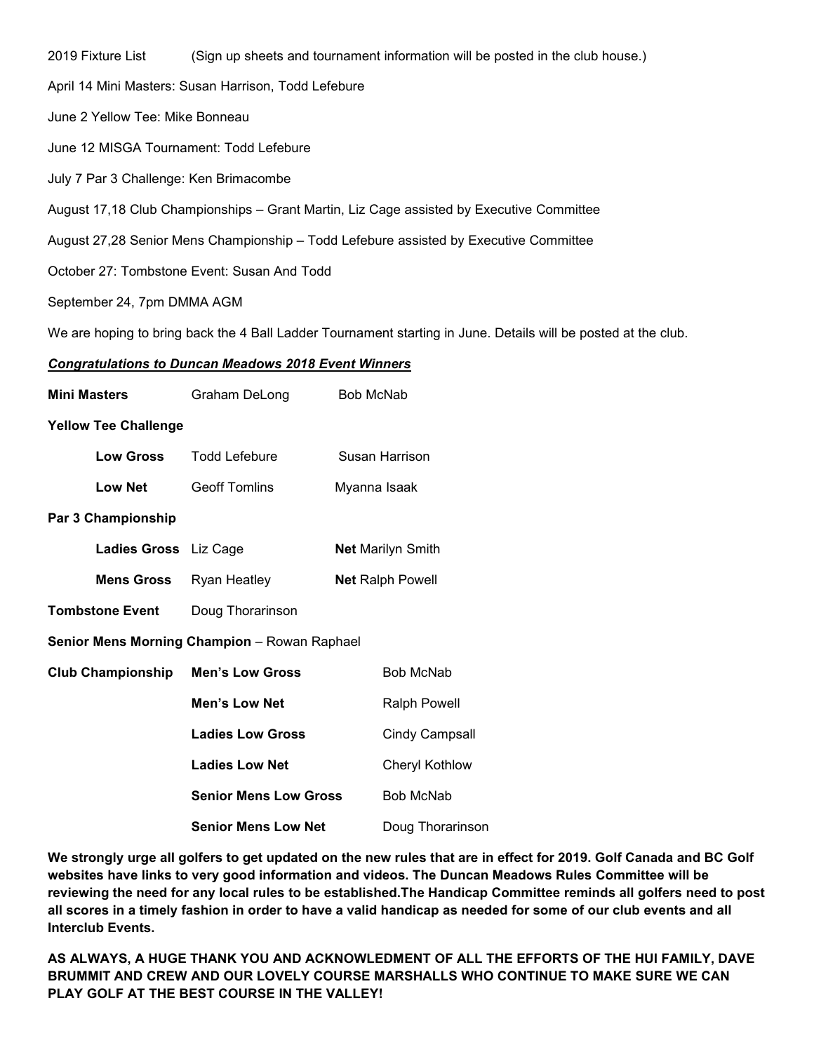2019 Fixture List (Sign up sheets and tournament information will be posted in the club house.)

April 14 Mini Masters: Susan Harrison, Todd Lefebure

June 2 Yellow Tee: Mike Bonneau

June 12 MISGA Tournament: Todd Lefebure

July 7 Par 3 Challenge: Ken Brimacombe

August 17,18 Club Championships – Grant Martin, Liz Cage assisted by Executive Committee

August 27,28 Senior Mens Championship – Todd Lefebure assisted by Executive Committee

October 27: Tombstone Event: Susan And Todd

September 24, 7pm DMMA AGM

We are hoping to bring back the 4 Ball Ladder Tournament starting in June. Details will be posted at the club.

***Congratulations to Duncan Meadows 2018 Event Winners***

| | | |
|---|---|---|
| **Mini Masters** | Graham DeLong | Bob McNab |
| **Yellow Tee Challenge** | | |
| **Low Gross** | Todd Lefebure | Susan Harrison |
| **Low Net** | Geoff Tomlins | Myanna Isaak |
| **Par 3 Championship** | | |
| **Ladies Gross** | Liz Cage | **Net** Marilyn Smith |
| **Mens Gross** | Ryan Heatley | **Net** Ralph Powell |
| **Tombstone Event** | Doug Thorarinson | |

**Senior Mens Morning Champion** – Rowan Raphael

| | | |
|---|---|---|
| **Club Championship** | **Men's Low Gross** | Bob McNab |
| | **Men's Low Net** | Ralph Powell |
| | **Ladies Low Gross** | Cindy Campsall |
| | **Ladies Low Net** | Cheryl Kothlow |
| | **Senior Mens Low Gross** | Bob McNab |
| | **Senior Mens Low Net** | Doug Thorarinson |

**We strongly urge all golfers to get updated on the new rules that are in effect for 2019. Golf Canada and BC Golf websites have links to very good information and videos. The Duncan Meadows Rules Committee will be reviewing the need for any local rules to be established.The Handicap Committee reminds all golfers need to post all scores in a timely fashion in order to have a valid handicap as needed for some of our club events and all Interclub Events.**

**AS ALWAYS, A HUGE THANK YOU AND ACKNOWLEDMENT OF ALL THE EFFORTS OF THE HUI FAMILY, DAVE BRUMMIT AND CREW AND OUR LOVELY COURSE MARSHALLS WHO CONTINUE TO MAKE SURE WE CAN PLAY GOLF AT THE BEST COURSE IN THE VALLEY!**